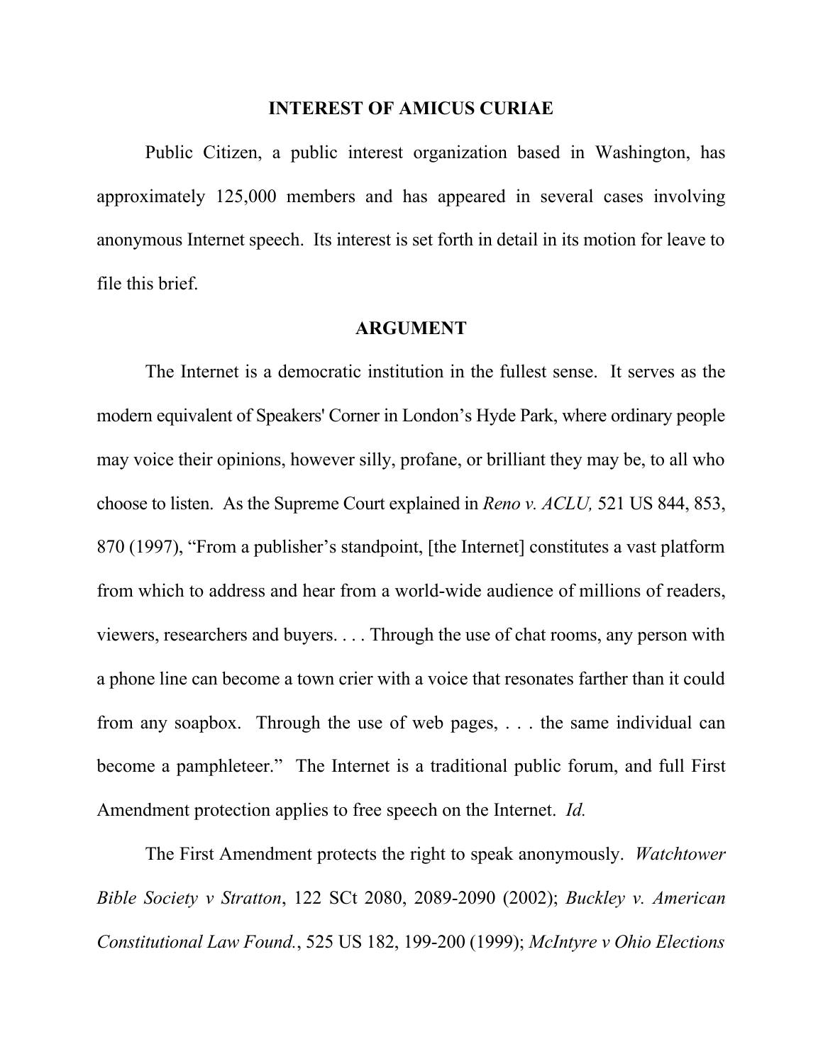## INTEREST OF AMICUS CURIAE

Public Citizen, a public interest organization based in Washington, has approximately 125,000 members and has appeared in several cases involving anonymous Internet speech. Its interest is set forth in detail in its motion for leave to file this brief.

## ARGUMENT

The Internet is a democratic institution in the fullest sense. It serves as the modern equivalent of Speakers' Corner in London's Hyde Park, where ordinary people may voice their opinions, however silly, profane, or brilliant they may be, to all who choose to listen. As the Supreme Court explained in *Reno v. ACLU,* 521 US 844, 853, 870 (1997), "From a publisher's standpoint, [the Internet] constitutes a vast platform from which to address and hear from a world-wide audience of millions of readers, viewers, researchers and buyers. . . . Through the use of chat rooms, any person with a phone line can become a town crier with a voice that resonates farther than it could from any soapbox. Through the use of web pages, . . . the same individual can become a pamphleteer." The Internet is a traditional public forum, and full First Amendment protection applies to free speech on the Internet. *Id.*

The First Amendment protects the right to speak anonymously. *Watchtower Bible Society v Stratton*, 122 SCt 2080, 2089-2090 (2002); *Buckley v. American Constitutional Law Found.*, 525 US 182, 199-200 (1999); *McIntyre v Ohio Elections*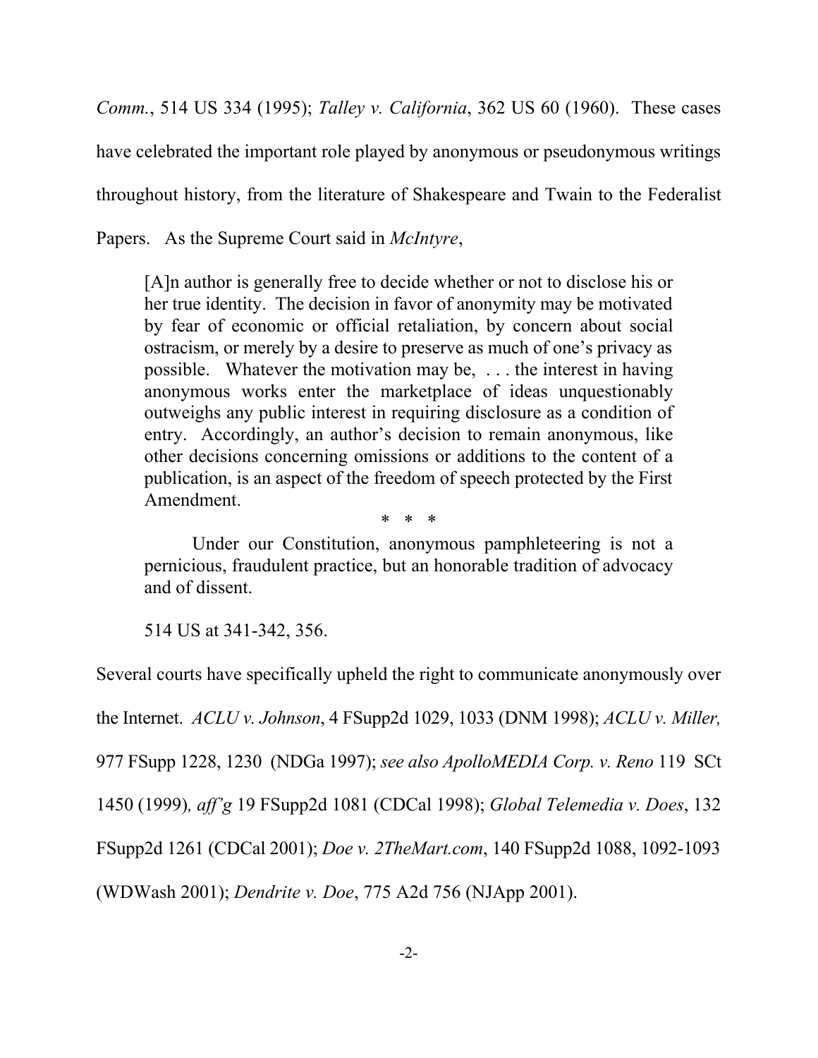*Comm.*, 514 US 334 (1995); *Talley v. California*, 362 US 60 (1960). These cases have celebrated the important role played by anonymous or pseudonymous writings throughout history, from the literature of Shakespeare and Twain to the Federalist Papers. As the Supreme Court said in *McIntyre*,

> [A]n author is generally free to decide whether or not to disclose his or her true identity. The decision in favor of anonymity may be motivated by fear of economic or official retaliation, by concern about social ostracism, or merely by a desire to preserve as much of one's privacy as possible. Whatever the motivation may be, . . . the interest in having anonymous works enter the marketplace of ideas unquestionably outweighs any public interest in requiring disclosure as a condition of entry. Accordingly, an author's decision to remain anonymous, like other decisions concerning omissions or additions to the content of a publication, is an aspect of the freedom of speech protected by the First Amendment.
>
> \* \* \*
>
> Under our Constitution, anonymous pamphleteering is not a pernicious, fraudulent practice, but an honorable tradition of advocacy and of dissent.
>
> 514 US at 341-342, 356.

Several courts have specifically upheld the right to communicate anonymously over the Internet. *ACLU v. Johnson*, 4 FSupp2d 1029, 1033 (DNM 1998); *ACLU v. Miller,* 977 FSupp 1228, 1230 (NDGa 1997); *see also ApolloMEDIA Corp. v. Reno* 119 SCt 1450 (1999)*, aff'g* 19 FSupp2d 1081 (CDCal 1998); *Global Telemedia v. Does*, 132 FSupp2d 1261 (CDCal 2001); *Doe v. 2TheMart.com*, 140 FSupp2d 1088, 1092-1093 (WDWash 2001); *Dendrite v. Doe*, 775 A2d 756 (NJApp 2001).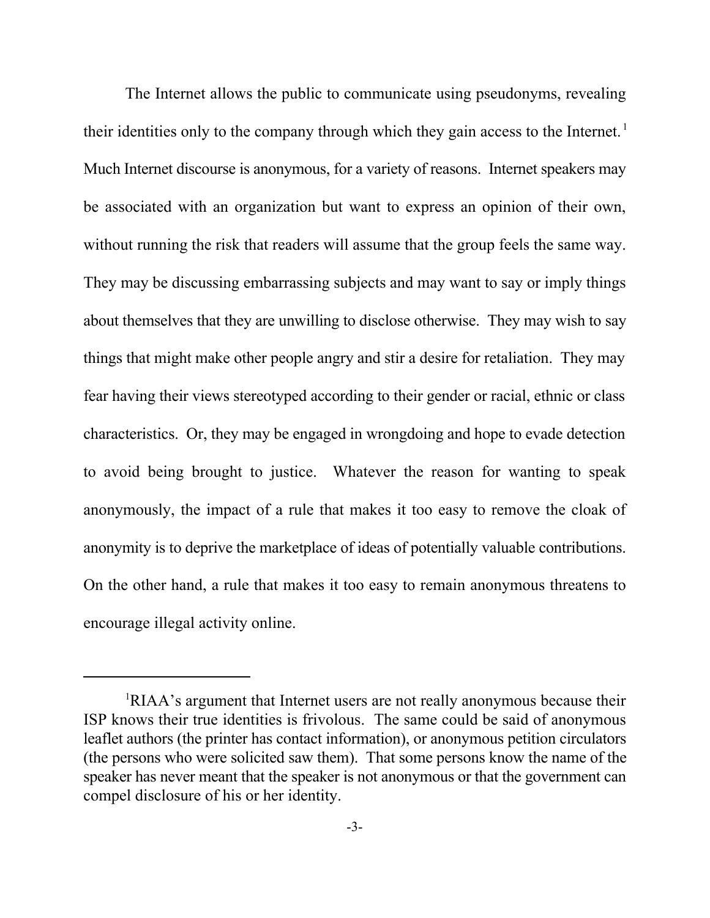The Internet allows the public to communicate using pseudonyms, revealing their identities only to the company through which they gain access to the Internet.[1] Much Internet discourse is anonymous, for a variety of reasons. Internet speakers may be associated with an organization but want to express an opinion of their own, without running the risk that readers will assume that the group feels the same way. They may be discussing embarrassing subjects and may want to say or imply things about themselves that they are unwilling to disclose otherwise. They may wish to say things that might make other people angry and stir a desire for retaliation. They may fear having their views stereotyped according to their gender or racial, ethnic or class characteristics. Or, they may be engaged in wrongdoing and hope to evade detection to avoid being brought to justice. Whatever the reason for wanting to speak anonymously, the impact of a rule that makes it too easy to remove the cloak of anonymity is to deprive the marketplace of ideas of potentially valuable contributions. On the other hand, a rule that makes it too easy to remain anonymous threatens to encourage illegal activity online.

---

[1]RIAA's argument that Internet users are not really anonymous because their ISP knows their true identities is frivolous. The same could be said of anonymous leaflet authors (the printer has contact information), or anonymous petition circulators (the persons who were solicited saw them). That some persons know the name of the speaker has never meant that the speaker is not anonymous or that the government can compel disclosure of his or her identity.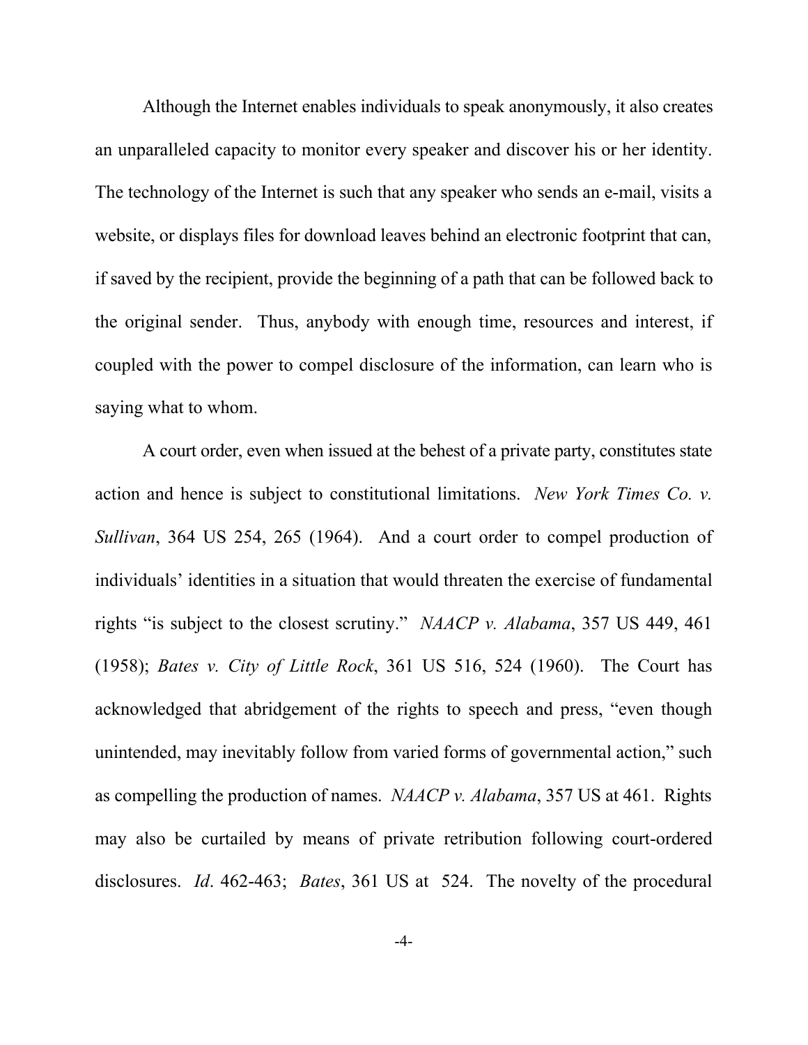Although the Internet enables individuals to speak anonymously, it also creates an unparalleled capacity to monitor every speaker and discover his or her identity. The technology of the Internet is such that any speaker who sends an e-mail, visits a website, or displays files for download leaves behind an electronic footprint that can, if saved by the recipient, provide the beginning of a path that can be followed back to the original sender. Thus, anybody with enough time, resources and interest, if coupled with the power to compel disclosure of the information, can learn who is saying what to whom.

A court order, even when issued at the behest of a private party, constitutes state action and hence is subject to constitutional limitations. *New York Times Co. v. Sullivan*, 364 US 254, 265 (1964). And a court order to compel production of individuals' identities in a situation that would threaten the exercise of fundamental rights "is subject to the closest scrutiny." *NAACP v. Alabama*, 357 US 449, 461 (1958); *Bates v. City of Little Rock*, 361 US 516, 524 (1960). The Court has acknowledged that abridgement of the rights to speech and press, "even though unintended, may inevitably follow from varied forms of governmental action," such as compelling the production of names. *NAACP v. Alabama*, 357 US at 461. Rights may also be curtailed by means of private retribution following court-ordered disclosures. *Id*. 462-463; *Bates*, 361 US at 524. The novelty of the procedural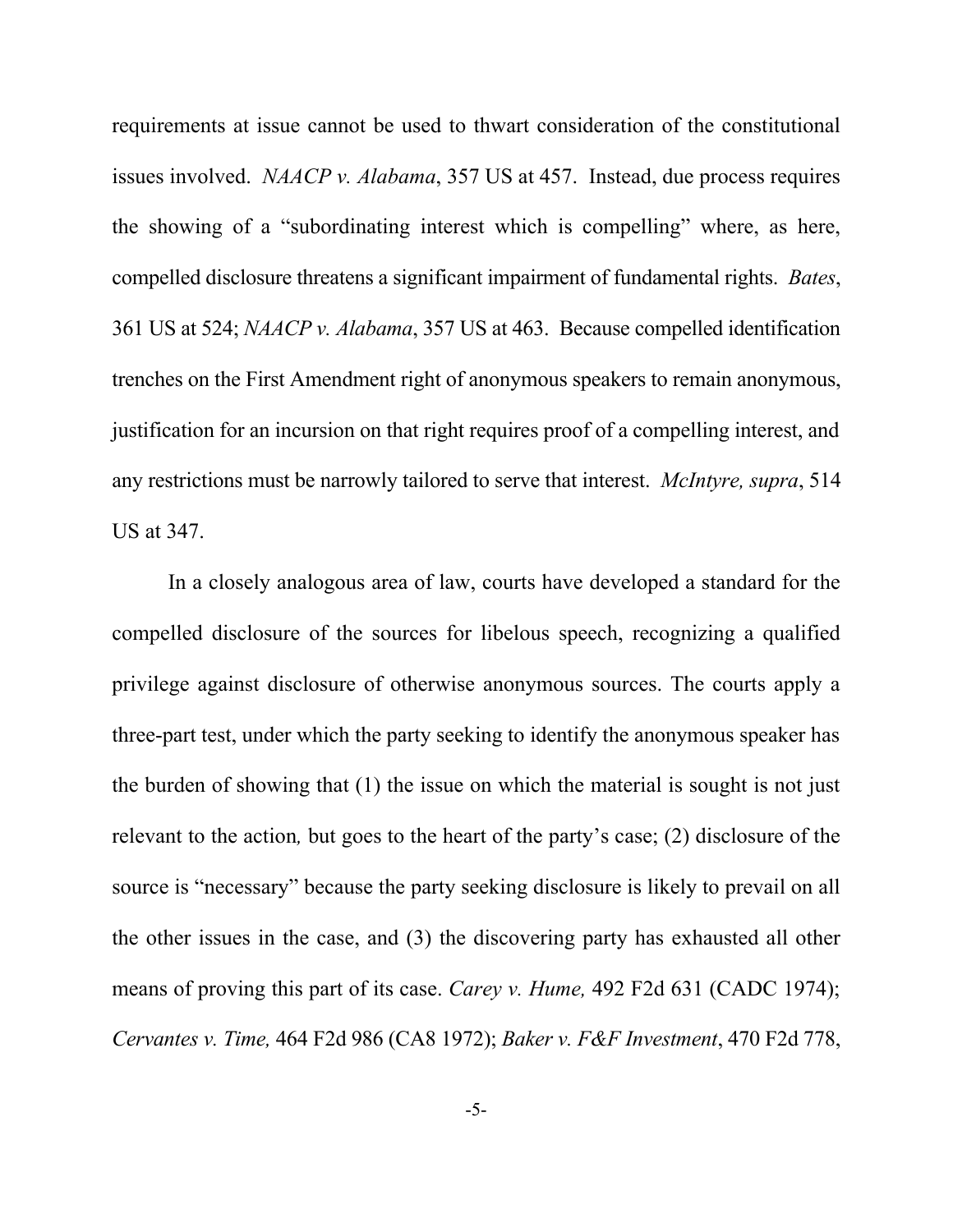requirements at issue cannot be used to thwart consideration of the constitutional issues involved. *NAACP v. Alabama*, 357 US at 457. Instead, due process requires the showing of a "subordinating interest which is compelling" where, as here, compelled disclosure threatens a significant impairment of fundamental rights. *Bates*, 361 US at 524; *NAACP v. Alabama*, 357 US at 463. Because compelled identification trenches on the First Amendment right of anonymous speakers to remain anonymous, justification for an incursion on that right requires proof of a compelling interest, and any restrictions must be narrowly tailored to serve that interest. *McIntyre, supra*, 514 US at 347.

In a closely analogous area of law, courts have developed a standard for the compelled disclosure of the sources for libelous speech, recognizing a qualified privilege against disclosure of otherwise anonymous sources. The courts apply a three-part test, under which the party seeking to identify the anonymous speaker has the burden of showing that (1) the issue on which the material is sought is not just relevant to the action*,* but goes to the heart of the party's case; (2) disclosure of the source is "necessary" because the party seeking disclosure is likely to prevail on all the other issues in the case, and (3) the discovering party has exhausted all other means of proving this part of its case. *Carey v. Hume,* 492 F2d 631 (CADC 1974); *Cervantes v. Time,* 464 F2d 986 (CA8 1972); *Baker v. F&F Investment*, 470 F2d 778,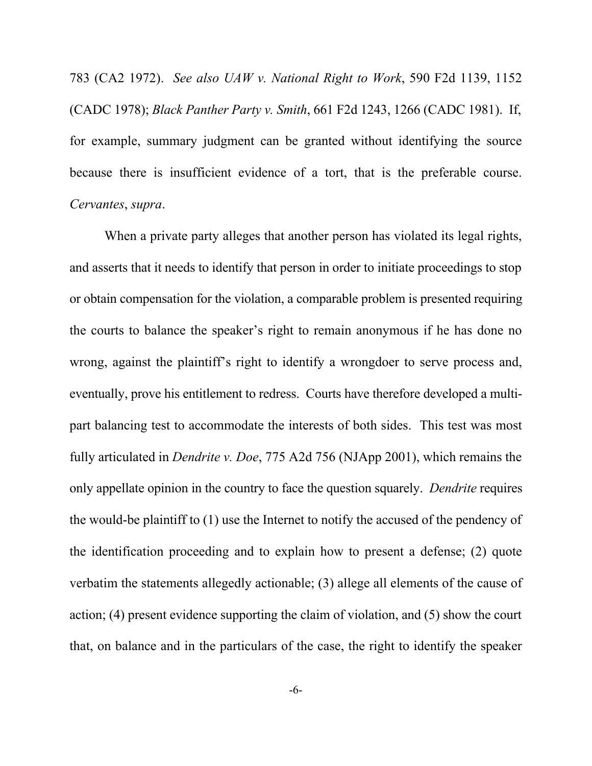783 (CA2 1972). *See also UAW v. National Right to Work*, 590 F2d 1139, 1152 (CADC 1978); *Black Panther Party v. Smith*, 661 F2d 1243, 1266 (CADC 1981). If, for example, summary judgment can be granted without identifying the source because there is insufficient evidence of a tort, that is the preferable course. *Cervantes*, *supra*.

When a private party alleges that another person has violated its legal rights, and asserts that it needs to identify that person in order to initiate proceedings to stop or obtain compensation for the violation, a comparable problem is presented requiring the courts to balance the speaker's right to remain anonymous if he has done no wrong, against the plaintiff's right to identify a wrongdoer to serve process and, eventually, prove his entitlement to redress. Courts have therefore developed a multi-part balancing test to accommodate the interests of both sides. This test was most fully articulated in *Dendrite v. Doe*, 775 A2d 756 (NJApp 2001), which remains the only appellate opinion in the country to face the question squarely. *Dendrite* requires the would-be plaintiff to (1) use the Internet to notify the accused of the pendency of the identification proceeding and to explain how to present a defense; (2) quote verbatim the statements allegedly actionable; (3) allege all elements of the cause of action; (4) present evidence supporting the claim of violation, and (5) show the court that, on balance and in the particulars of the case, the right to identify the speaker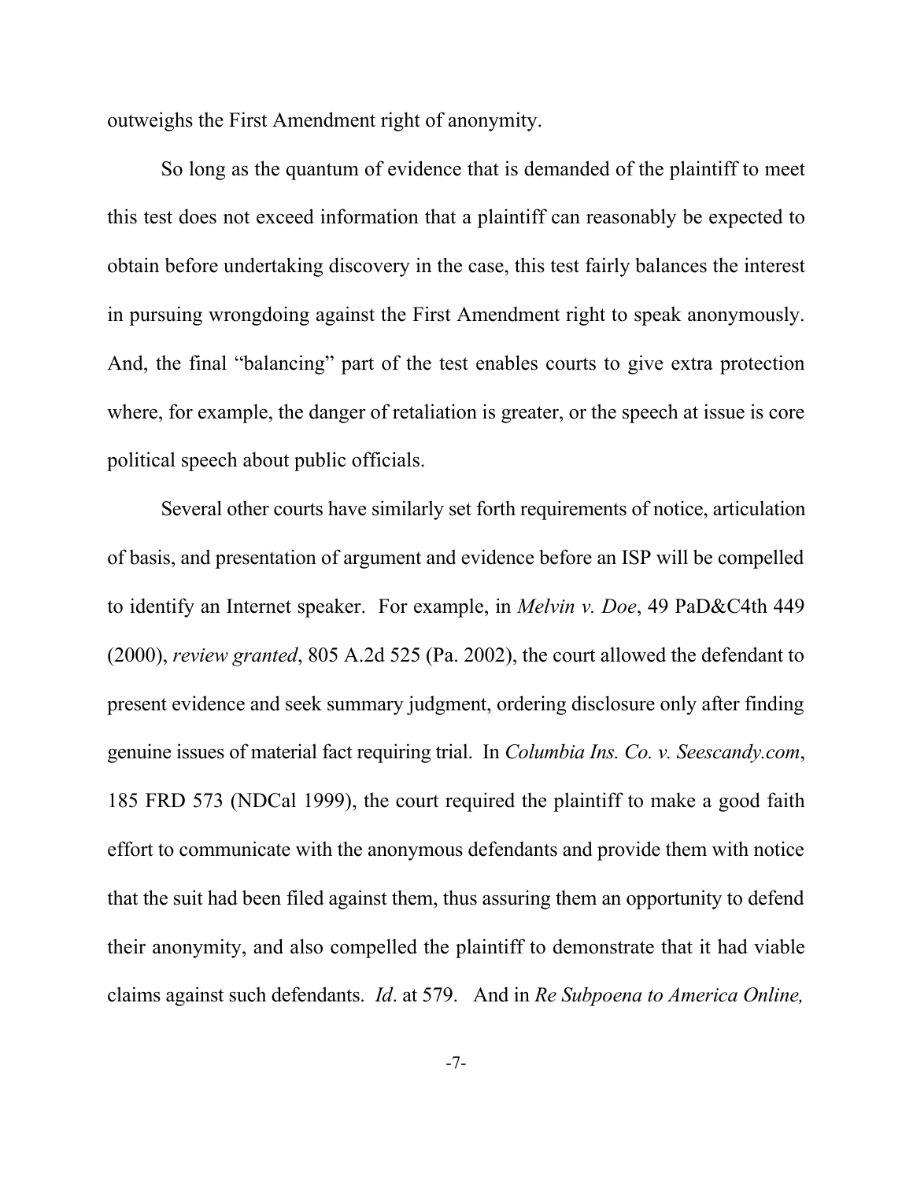outweighs the First Amendment right of anonymity.

So long as the quantum of evidence that is demanded of the plaintiff to meet this test does not exceed information that a plaintiff can reasonably be expected to obtain before undertaking discovery in the case, this test fairly balances the interest in pursuing wrongdoing against the First Amendment right to speak anonymously. And, the final "balancing" part of the test enables courts to give extra protection where, for example, the danger of retaliation is greater, or the speech at issue is core political speech about public officials.

Several other courts have similarly set forth requirements of notice, articulation of basis, and presentation of argument and evidence before an ISP will be compelled to identify an Internet speaker. For example, in *Melvin v. Doe*, 49 PaD&C4th 449 (2000), *review granted*, 805 A.2d 525 (Pa. 2002), the court allowed the defendant to present evidence and seek summary judgment, ordering disclosure only after finding genuine issues of material fact requiring trial. In *Columbia Ins. Co. v. Seescandy.com*, 185 FRD 573 (NDCal 1999), the court required the plaintiff to make a good faith effort to communicate with the anonymous defendants and provide them with notice that the suit had been filed against them, thus assuring them an opportunity to defend their anonymity, and also compelled the plaintiff to demonstrate that it had viable claims against such defendants. *Id*. at 579. And in *Re Subpoena to America Online,*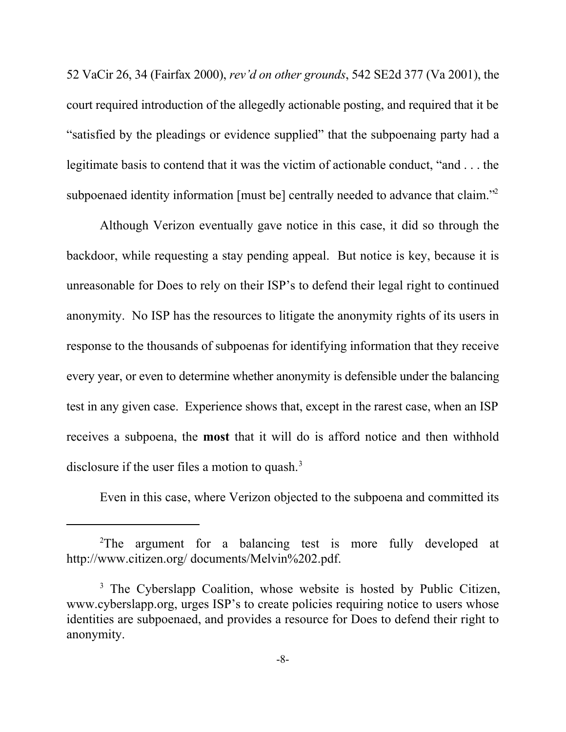52 VaCir 26, 34 (Fairfax 2000), *rev'd on other grounds*, 542 SE2d 377 (Va 2001), the court required introduction of the allegedly actionable posting, and required that it be "satisfied by the pleadings or evidence supplied" that the subpoenaing party had a legitimate basis to contend that it was the victim of actionable conduct, "and . . . the subpoenaed identity information [must be] centrally needed to advance that claim."[2]

Although Verizon eventually gave notice in this case, it did so through the backdoor, while requesting a stay pending appeal. But notice is key, because it is unreasonable for Does to rely on their ISP's to defend their legal right to continued anonymity. No ISP has the resources to litigate the anonymity rights of its users in response to the thousands of subpoenas for identifying information that they receive every year, or even to determine whether anonymity is defensible under the balancing test in any given case. Experience shows that, except in the rarest case, when an ISP receives a subpoena, the **most** that it will do is afford notice and then withhold disclosure if the user files a motion to quash.[3]

Even in this case, where Verizon objected to the subpoena and committed its

---

[2]The argument for a balancing test is more fully developed at http://www.citizen.org/ documents/Melvin%202.pdf.

[3] The Cyberslapp Coalition, whose website is hosted by Public Citizen, www.cyberslapp.org, urges ISP's to create policies requiring notice to users whose identities are subpoenaed, and provides a resource for Does to defend their right to anonymity.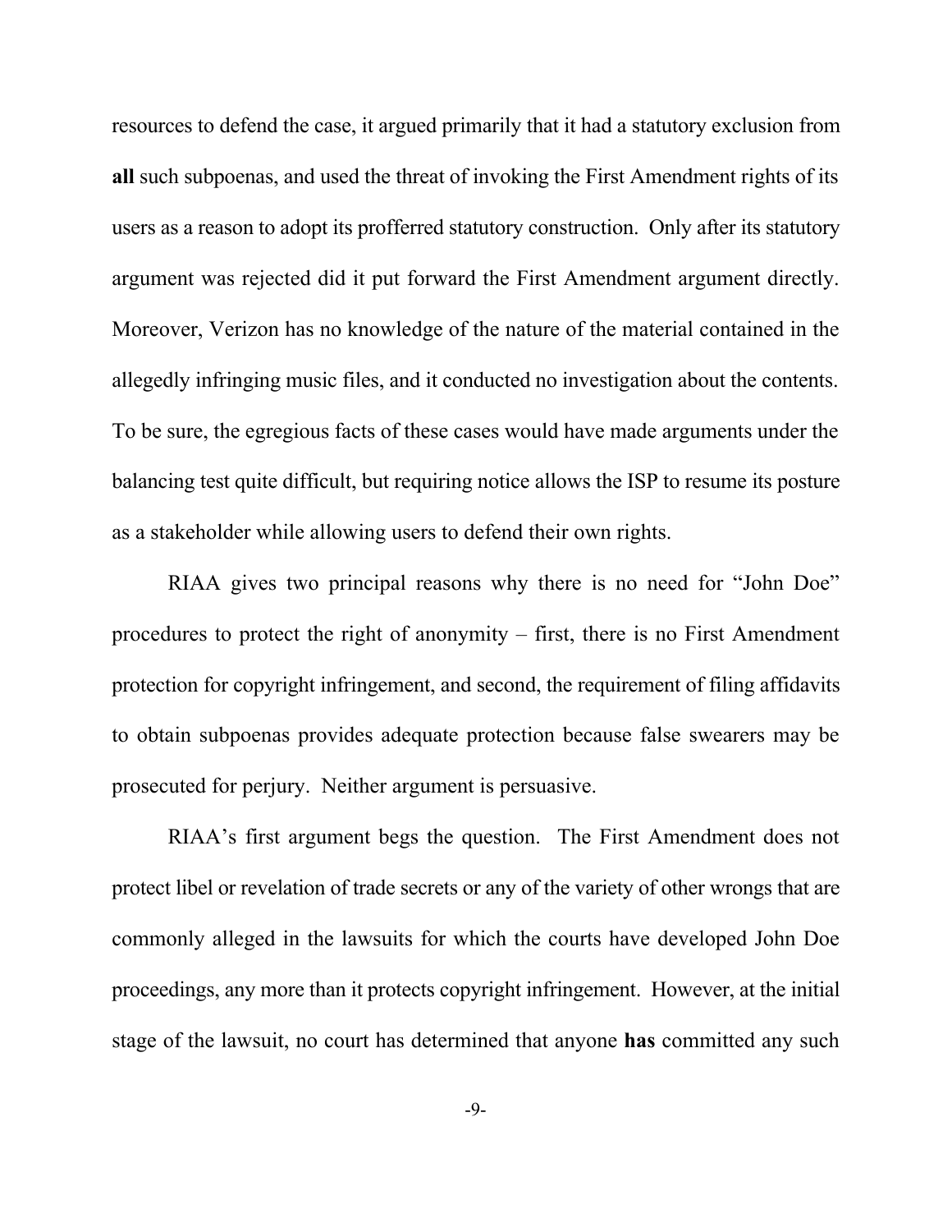resources to defend the case, it argued primarily that it had a statutory exclusion from **all** such subpoenas, and used the threat of invoking the First Amendment rights of its users as a reason to adopt its profferred statutory construction. Only after its statutory argument was rejected did it put forward the First Amendment argument directly. Moreover, Verizon has no knowledge of the nature of the material contained in the allegedly infringing music files, and it conducted no investigation about the contents. To be sure, the egregious facts of these cases would have made arguments under the balancing test quite difficult, but requiring notice allows the ISP to resume its posture as a stakeholder while allowing users to defend their own rights.

RIAA gives two principal reasons why there is no need for "John Doe" procedures to protect the right of anonymity – first, there is no First Amendment protection for copyright infringement, and second, the requirement of filing affidavits to obtain subpoenas provides adequate protection because false swearers may be prosecuted for perjury. Neither argument is persuasive.

RIAA's first argument begs the question. The First Amendment does not protect libel or revelation of trade secrets or any of the variety of other wrongs that are commonly alleged in the lawsuits for which the courts have developed John Doe proceedings, any more than it protects copyright infringement. However, at the initial stage of the lawsuit, no court has determined that anyone **has** committed any such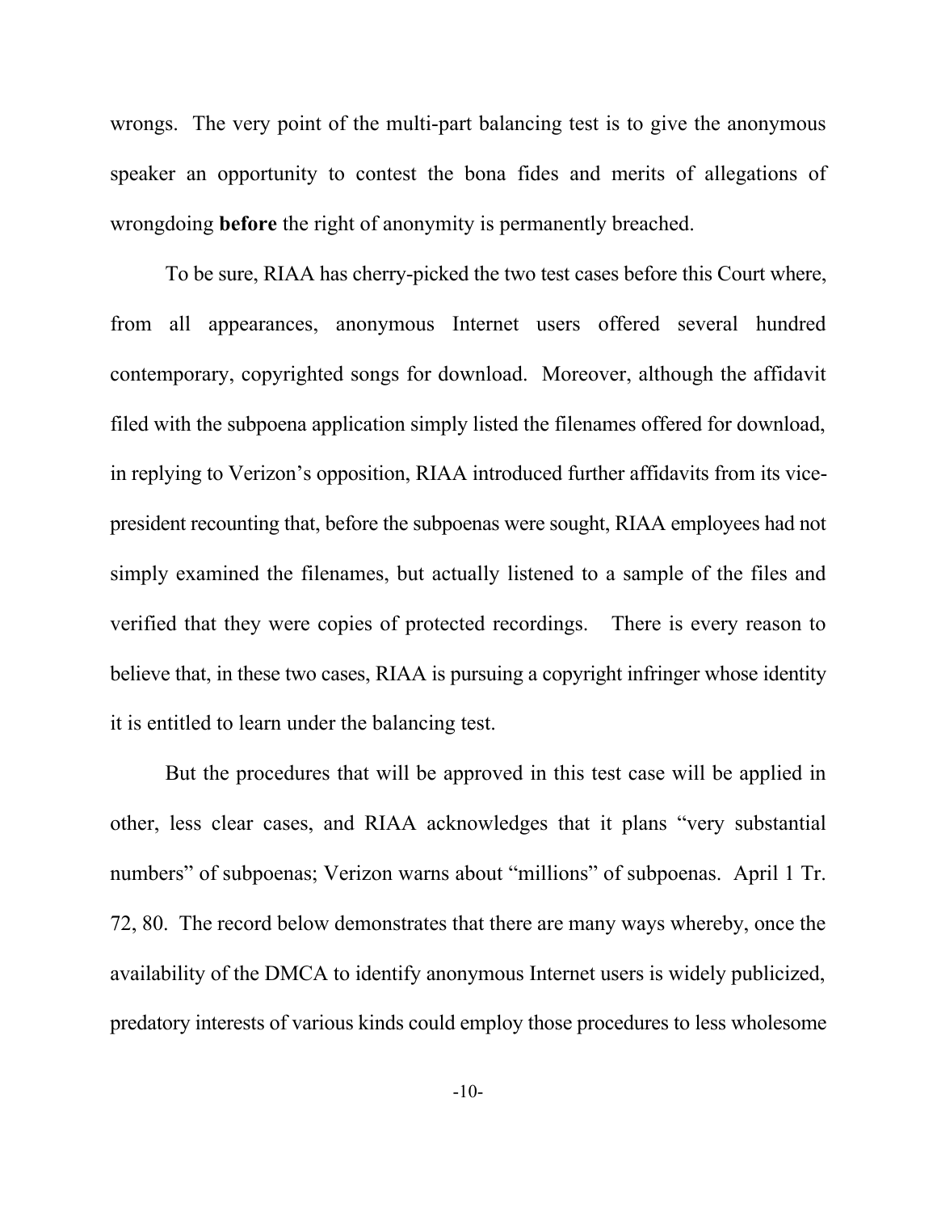wrongs. The very point of the multi-part balancing test is to give the anonymous speaker an opportunity to contest the bona fides and merits of allegations of wrongdoing **before** the right of anonymity is permanently breached.

To be sure, RIAA has cherry-picked the two test cases before this Court where, from all appearances, anonymous Internet users offered several hundred contemporary, copyrighted songs for download. Moreover, although the affidavit filed with the subpoena application simply listed the filenames offered for download, in replying to Verizon's opposition, RIAA introduced further affidavits from its vice-president recounting that, before the subpoenas were sought, RIAA employees had not simply examined the filenames, but actually listened to a sample of the files and verified that they were copies of protected recordings. There is every reason to believe that, in these two cases, RIAA is pursuing a copyright infringer whose identity it is entitled to learn under the balancing test.

But the procedures that will be approved in this test case will be applied in other, less clear cases, and RIAA acknowledges that it plans "very substantial numbers" of subpoenas; Verizon warns about "millions" of subpoenas. April 1 Tr. 72, 80. The record below demonstrates that there are many ways whereby, once the availability of the DMCA to identify anonymous Internet users is widely publicized, predatory interests of various kinds could employ those procedures to less wholesome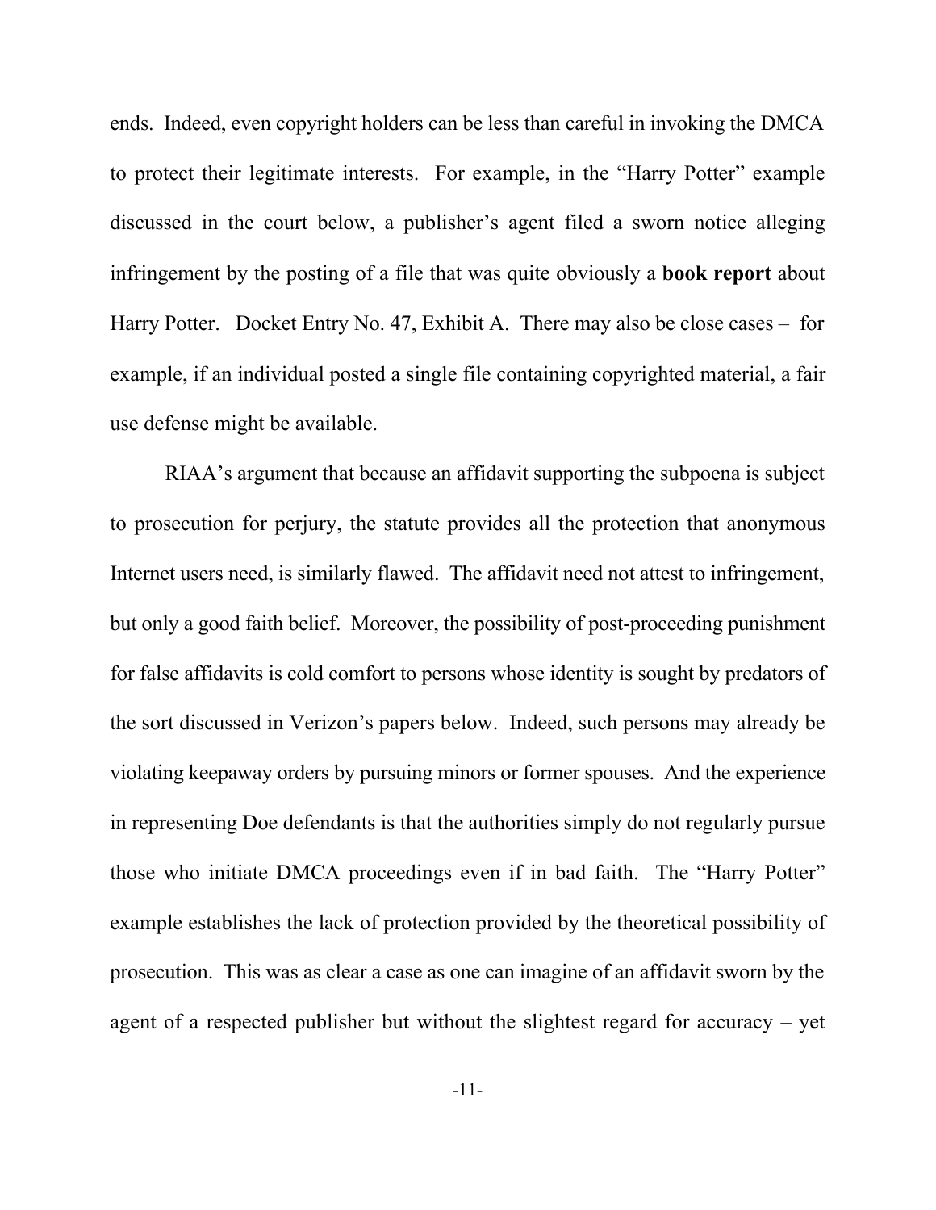ends. Indeed, even copyright holders can be less than careful in invoking the DMCA to protect their legitimate interests. For example, in the "Harry Potter" example discussed in the court below, a publisher's agent filed a sworn notice alleging infringement by the posting of a file that was quite obviously a **book report** about Harry Potter. Docket Entry No. 47, Exhibit A. There may also be close cases – for example, if an individual posted a single file containing copyrighted material, a fair use defense might be available.

RIAA's argument that because an affidavit supporting the subpoena is subject to prosecution for perjury, the statute provides all the protection that anonymous Internet users need, is similarly flawed. The affidavit need not attest to infringement, but only a good faith belief. Moreover, the possibility of post-proceeding punishment for false affidavits is cold comfort to persons whose identity is sought by predators of the sort discussed in Verizon's papers below. Indeed, such persons may already be violating keepaway orders by pursuing minors or former spouses. And the experience in representing Doe defendants is that the authorities simply do not regularly pursue those who initiate DMCA proceedings even if in bad faith. The "Harry Potter" example establishes the lack of protection provided by the theoretical possibility of prosecution. This was as clear a case as one can imagine of an affidavit sworn by the agent of a respected publisher but without the slightest regard for accuracy – yet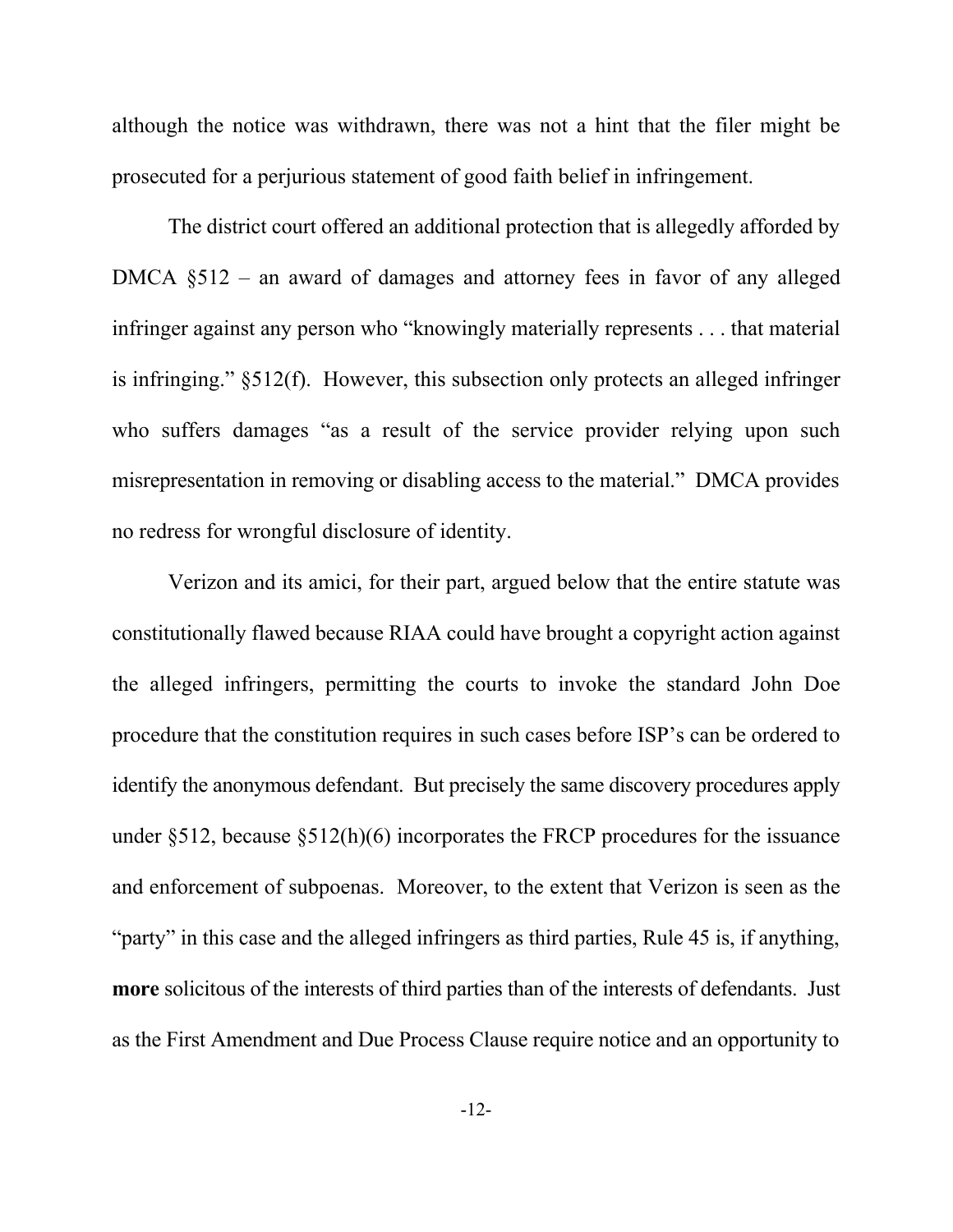although the notice was withdrawn, there was not a hint that the filer might be prosecuted for a perjurious statement of good faith belief in infringement.

The district court offered an additional protection that is allegedly afforded by DMCA §512 – an award of damages and attorney fees in favor of any alleged infringer against any person who "knowingly materially represents . . . that material is infringing." §512(f). However, this subsection only protects an alleged infringer who suffers damages "as a result of the service provider relying upon such misrepresentation in removing or disabling access to the material." DMCA provides no redress for wrongful disclosure of identity.

Verizon and its amici, for their part, argued below that the entire statute was constitutionally flawed because RIAA could have brought a copyright action against the alleged infringers, permitting the courts to invoke the standard John Doe procedure that the constitution requires in such cases before ISP's can be ordered to identify the anonymous defendant. But precisely the same discovery procedures apply under §512, because §512(h)(6) incorporates the FRCP procedures for the issuance and enforcement of subpoenas. Moreover, to the extent that Verizon is seen as the "party" in this case and the alleged infringers as third parties, Rule 45 is, if anything, **more** solicitous of the interests of third parties than of the interests of defendants. Just as the First Amendment and Due Process Clause require notice and an opportunity to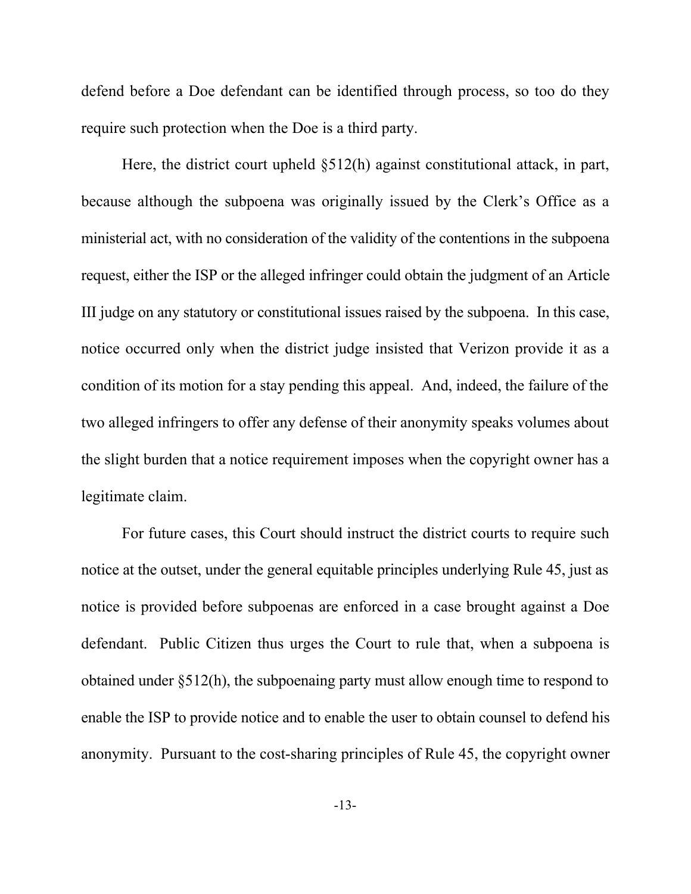defend before a Doe defendant can be identified through process, so too do they require such protection when the Doe is a third party.

Here, the district court upheld §512(h) against constitutional attack, in part, because although the subpoena was originally issued by the Clerk's Office as a ministerial act, with no consideration of the validity of the contentions in the subpoena request, either the ISP or the alleged infringer could obtain the judgment of an Article III judge on any statutory or constitutional issues raised by the subpoena. In this case, notice occurred only when the district judge insisted that Verizon provide it as a condition of its motion for a stay pending this appeal. And, indeed, the failure of the two alleged infringers to offer any defense of their anonymity speaks volumes about the slight burden that a notice requirement imposes when the copyright owner has a legitimate claim.

For future cases, this Court should instruct the district courts to require such notice at the outset, under the general equitable principles underlying Rule 45, just as notice is provided before subpoenas are enforced in a case brought against a Doe defendant. Public Citizen thus urges the Court to rule that, when a subpoena is obtained under §512(h), the subpoenaing party must allow enough time to respond to enable the ISP to provide notice and to enable the user to obtain counsel to defend his anonymity. Pursuant to the cost-sharing principles of Rule 45, the copyright owner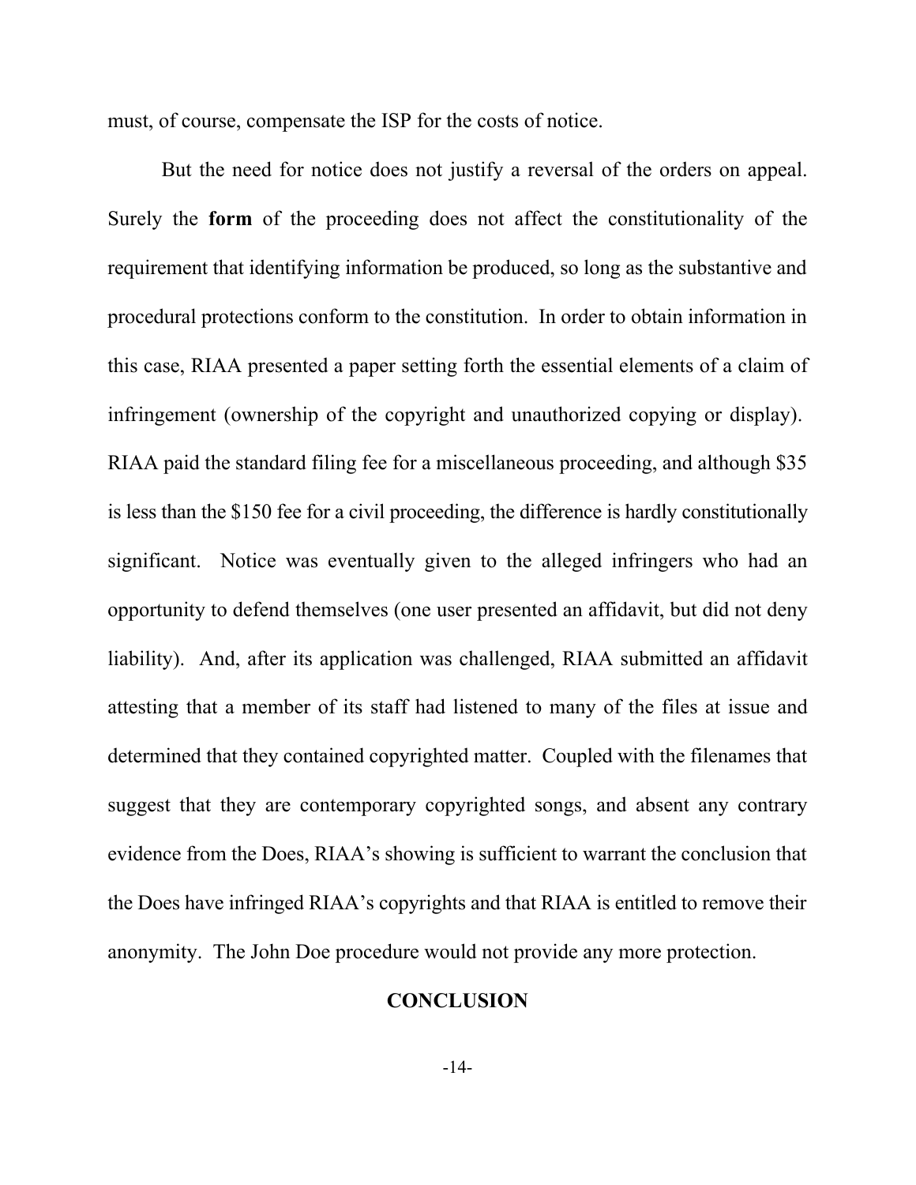must, of course, compensate the ISP for the costs of notice.

But the need for notice does not justify a reversal of the orders on appeal. Surely the **form** of the proceeding does not affect the constitutionality of the requirement that identifying information be produced, so long as the substantive and procedural protections conform to the constitution. In order to obtain information in this case, RIAA presented a paper setting forth the essential elements of a claim of infringement (ownership of the copyright and unauthorized copying or display). RIAA paid the standard filing fee for a miscellaneous proceeding, and although $35 is less than the $150 fee for a civil proceeding, the difference is hardly constitutionally significant. Notice was eventually given to the alleged infringers who had an opportunity to defend themselves (one user presented an affidavit, but did not deny liability). And, after its application was challenged, RIAA submitted an affidavit attesting that a member of its staff had listened to many of the files at issue and determined that they contained copyrighted matter. Coupled with the filenames that suggest that they are contemporary copyrighted songs, and absent any contrary evidence from the Does, RIAA's showing is sufficient to warrant the conclusion that the Does have infringed RIAA's copyrights and that RIAA is entitled to remove their anonymity. The John Doe procedure would not provide any more protection.

## CONCLUSION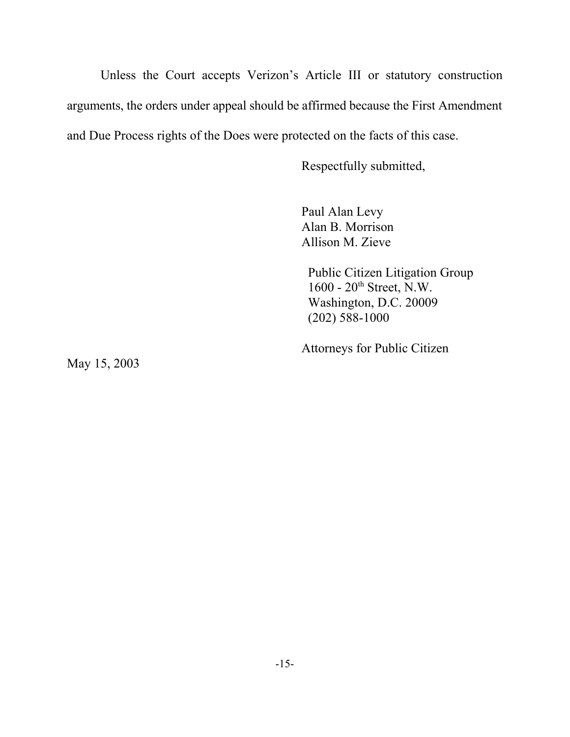Unless the Court accepts Verizon's Article III or statutory construction arguments, the orders under appeal should be affirmed because the First Amendment and Due Process rights of the Does were protected on the facts of this case.

Respectfully submitted,

Paul Alan Levy
Alan B. Morrison
Allison M. Zieve

Public Citizen Litigation Group
1600 - 20th Street, N.W.
Washington, D.C. 20009
(202) 588-1000

Attorneys for Public Citizen

May 15, 2003